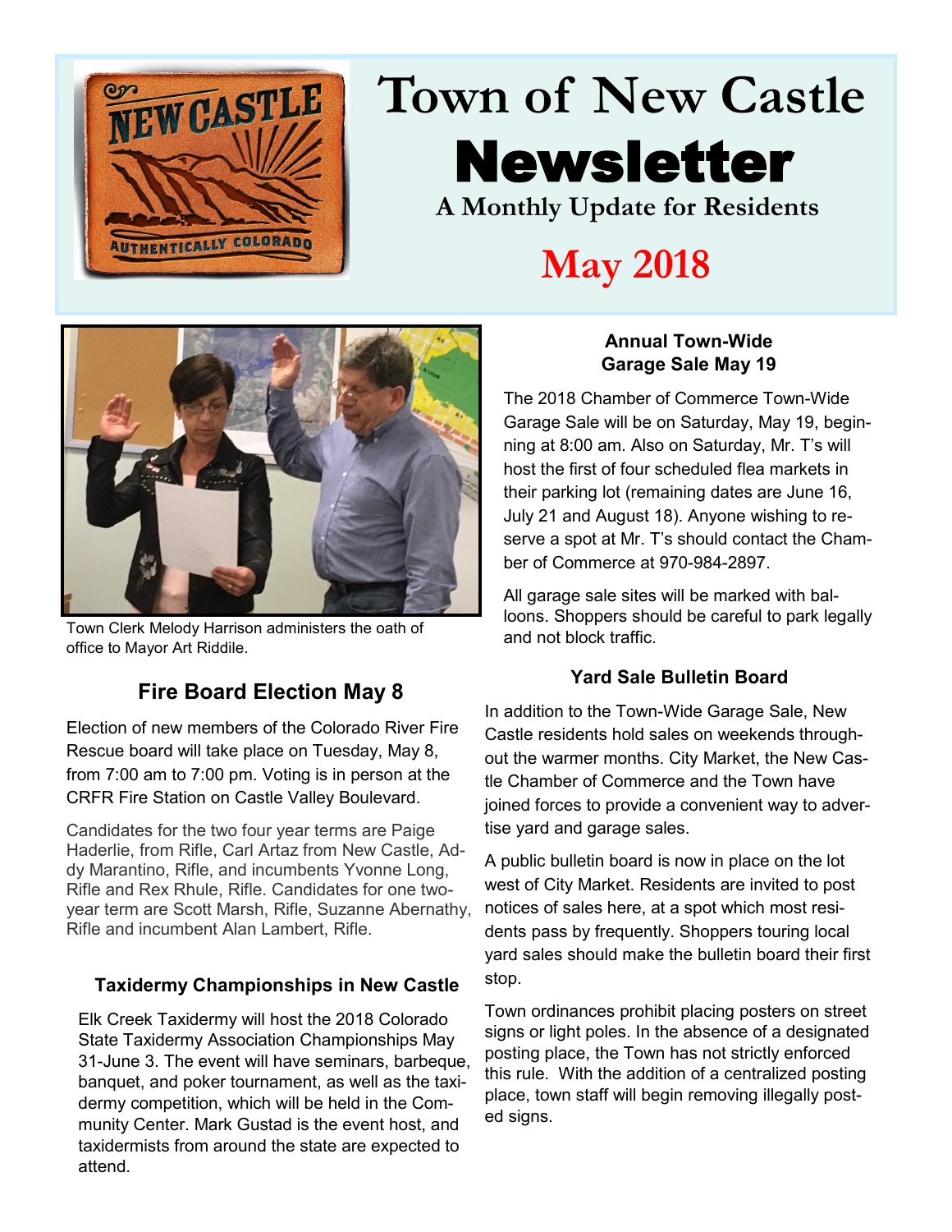# Town of New Castle Newsletter

**A Monthly Update for Residents**

## May 2018

Town Clerk Melody Harrison administers the oath of office to Mayor Art Riddile.

### Fire Board Election May 8

Election of new members of the Colorado River Fire Rescue board will take place on Tuesday, May 8, from 7:00 am to 7:00 pm. Voting is in person at the CRFR Fire Station on Castle Valley Boulevard.

Candidates for the two four year terms are Paige Haderlie, from Rifle, Carl Artaz from New Castle, Addy Marantino, Rifle, and incumbents Yvonne Long, Rifle and Rex Rhule, Rifle. Candidates for one two-year term are Scott Marsh, Rifle, Suzanne Abernathy, Rifle and incumbent Alan Lambert, Rifle.

### Taxidermy Championships in New Castle

Elk Creek Taxidermy will host the 2018 Colorado State Taxidermy Association Championships May 31-June 3. The event will have seminars, barbeque, banquet, and poker tournament, as well as the taxidermy competition, which will be held in the Community Center. Mark Gustad is the event host, and taxidermists from around the state are expected to attend.

### Annual Town-Wide Garage Sale May 19

The 2018 Chamber of Commerce Town-Wide Garage Sale will be on Saturday, May 19, beginning at 8:00 am. Also on Saturday, Mr. T's will host the first of four scheduled flea markets in their parking lot (remaining dates are June 16, July 21 and August 18). Anyone wishing to reserve a spot at Mr. T's should contact the Chamber of Commerce at 970-984-2897.

All garage sale sites will be marked with balloons. Shoppers should be careful to park legally and not block traffic.

### Yard Sale Bulletin Board

In addition to the Town-Wide Garage Sale, New Castle residents hold sales on weekends throughout the warmer months. City Market, the New Castle Chamber of Commerce and the Town have joined forces to provide a convenient way to advertise yard and garage sales.

A public bulletin board is now in place on the lot west of City Market. Residents are invited to post notices of sales here, at a spot which most residents pass by frequently. Shoppers touring local yard sales should make the bulletin board their first stop.

Town ordinances prohibit placing posters on street signs or light poles. In the absence of a designated posting place, the Town has not strictly enforced this rule. With the addition of a centralized posting place, town staff will begin removing illegally posted signs.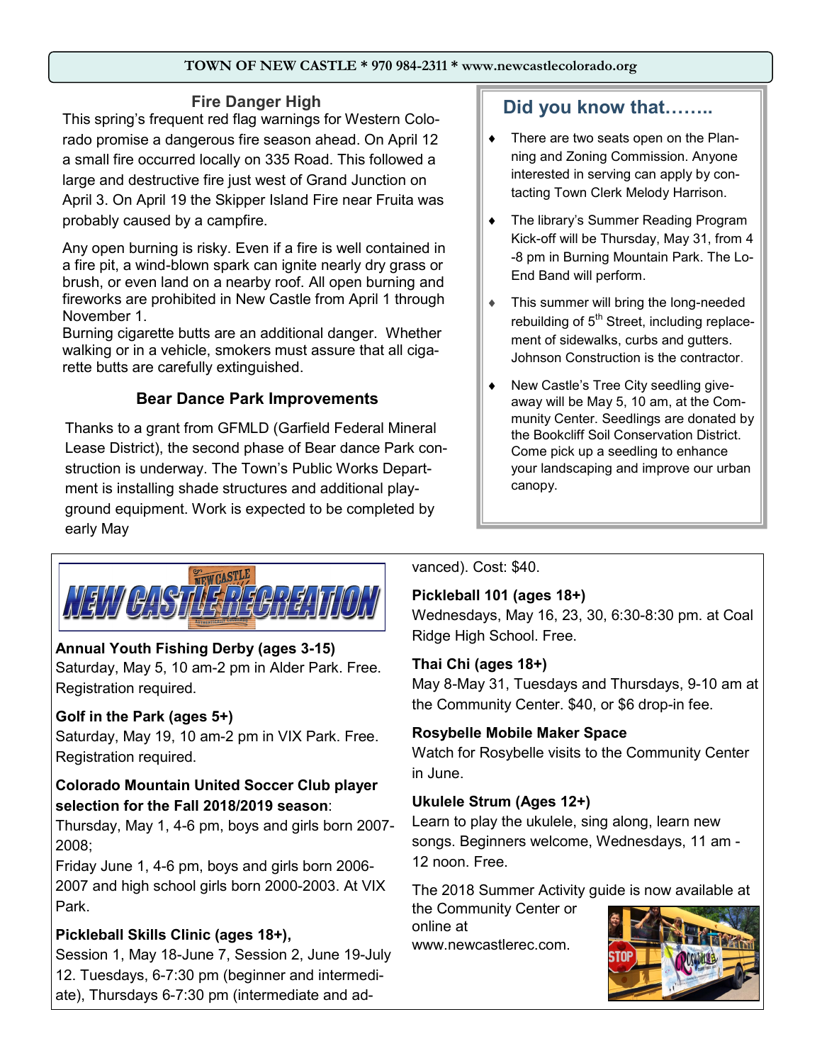## Fire Danger High

This spring's frequent red flag warnings for Western Colorado promise a dangerous fire season ahead. On April 12 a small fire occurred locally on 335 Road. This followed a large and destructive fire just west of Grand Junction on April 3. On April 19 the Skipper Island Fire near Fruita was probably caused by a campfire.

Any open burning is risky. Even if a fire is well contained in a fire pit, a wind-blown spark can ignite nearly dry grass or brush, or even land on a nearby roof. All open burning and fireworks are prohibited in New Castle from April 1 through November 1.

Burning cigarette butts are an additional danger. Whether walking or in a vehicle, smokers must assure that all cigarette butts are carefully extinguished.

## Bear Dance Park Improvements

Thanks to a grant from GFMLD (Garfield Federal Mineral Lease District), the second phase of Bear dance Park construction is underway. The Town's Public Works Department is installing shade structures and additional playground equipment. Work is expected to be completed by early May

## Did you know that……..

- There are two seats open on the Planning and Zoning Commission. Anyone interested in serving can apply by contacting Town Clerk Melody Harrison.
- The library's Summer Reading Program Kick-off will be Thursday, May 31, from 4-8 pm in Burning Mountain Park. The Lo-End Band will perform.
- This summer will bring the long-needed rebuilding of 5th Street, including replacement of sidewalks, curbs and gutters. Johnson Construction is the contractor.
- New Castle's Tree City seedling giveaway will be May 5, 10 am, at the Community Center. Seedlings are donated by the Bookcliff Soil Conservation District. Come pick up a seedling to enhance your landscaping and improve our urban canopy.

## NEW CASTLE RECREATION

**Annual Youth Fishing Derby (ages 3-15)**
Saturday, May 5, 10 am-2 pm in Alder Park. Free. Registration required.

**Golf in the Park (ages 5+)**
Saturday, May 19, 10 am-2 pm in VIX Park. Free. Registration required.

**Colorado Mountain United Soccer Club player selection for the Fall 2018/2019 season**:
Thursday, May 1, 4-6 pm, boys and girls born 2007-2008;
Friday June 1, 4-6 pm, boys and girls born 2006-2007 and high school girls born 2000-2003. At VIX Park.

**Pickleball Skills Clinic (ages 18+),**
Session 1, May 18-June 7, Session 2, June 19-July 12. Tuesdays, 6-7:30 pm (beginner and intermediate), Thursdays 6-7:30 pm (intermediate and advanced). Cost: $40.

**Pickleball 101 (ages 18+)**
Wednesdays, May 16, 23, 30, 6:30-8:30 pm. at Coal Ridge High School. Free.

**Thai Chi (ages 18+)**
May 8-May 31, Tuesdays and Thursdays, 9-10 am at the Community Center. $40, or $6 drop-in fee.

**Rosybelle Mobile Maker Space**
Watch for Rosybelle visits to the Community Center in June.

**Ukulele Strum (Ages 12+)**
Learn to play the ukulele, sing along, learn new songs. Beginners welcome, Wednesdays, 11 am - 12 noon. Free.

The 2018 Summer Activity guide is now available at the Community Center or online at www.newcastlerec.com.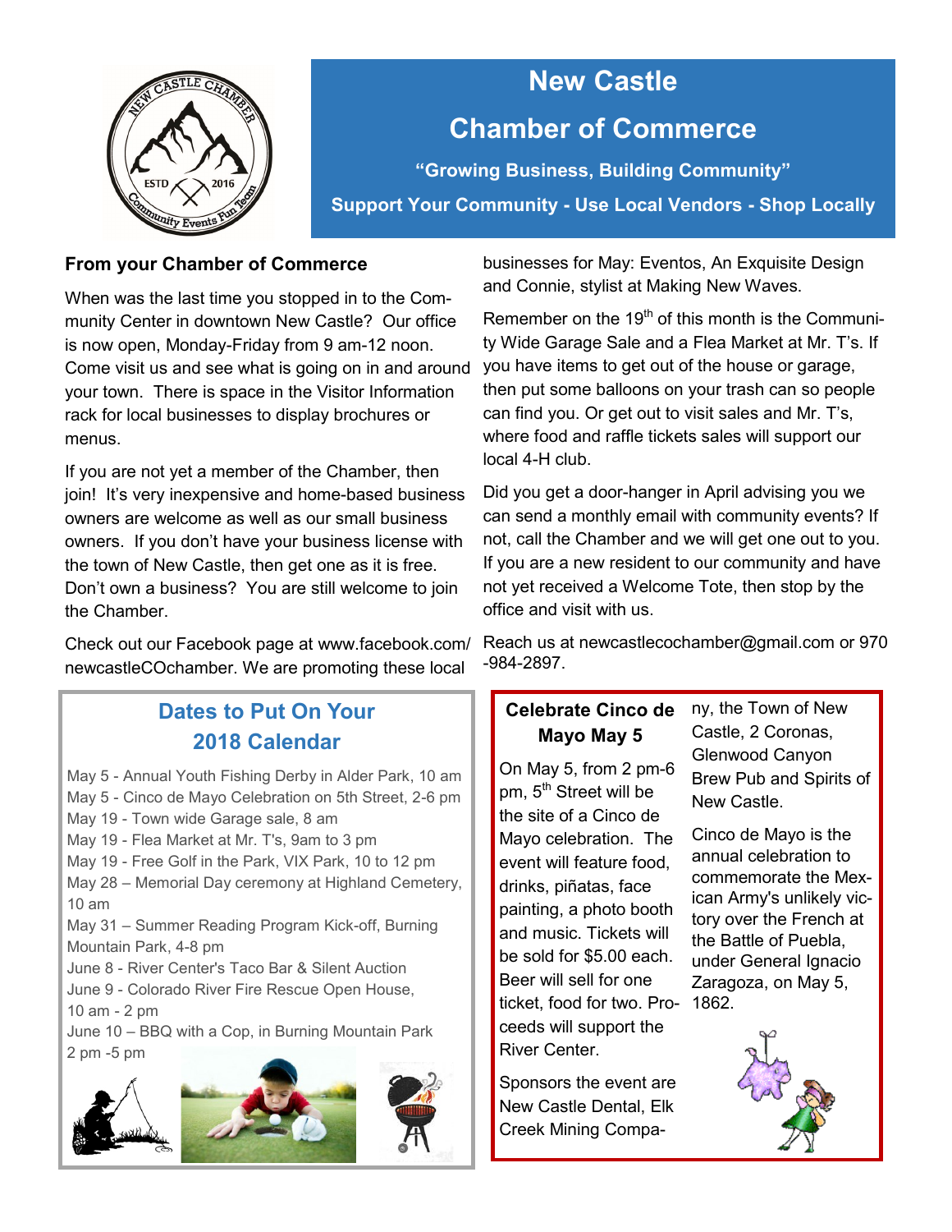# New Castle

# Chamber of Commerce

**"Growing Business, Building Community"**

**Support Your Community - Use Local Vendors - Shop Locally**

## From your Chamber of Commerce

When was the last time you stopped in to the Community Center in downtown New Castle? Our office is now open, Monday-Friday from 9 am-12 noon. Come visit us and see what is going on in and around your town. There is space in the Visitor Information rack for local businesses to display brochures or menus.

If you are not yet a member of the Chamber, then join! It's very inexpensive and home-based business owners are welcome as well as our small business owners. If you don't have your business license with the town of New Castle, then get one as it is free. Don't own a business? You are still welcome to join the Chamber.

Check out our Facebook page at www.facebook.com/newcastleCOchamber. We are promoting these local businesses for May: Eventos, An Exquisite Design and Connie, stylist at Making New Waves.

Remember on the 19th of this month is the Community Wide Garage Sale and a Flea Market at Mr. T's. If you have items to get out of the house or garage, then put some balloons on your trash can so people can find you. Or get out to visit sales and Mr. T's, where food and raffle tickets sales will support our local 4-H club.

Did you get a door-hanger in April advising you we can send a monthly email with community events? If not, call the Chamber and we will get one out to you. If you are a new resident to our community and have not yet received a Welcome Tote, then stop by the office and visit with us.

Reach us at newcastlecochamber@gmail.com or 970-984-2897.

## Dates to Put On Your 2018 Calendar

May 5 - Annual Youth Fishing Derby in Alder Park, 10 am
May 5 - Cinco de Mayo Celebration on 5th Street, 2-6 pm
May 19 - Town wide Garage sale, 8 am
May 19 - Flea Market at Mr. T's, 9am to 3 pm
May 19 - Free Golf in the Park, VIX Park, 10 to 12 pm
May 28 – Memorial Day ceremony at Highland Cemetery, 10 am
May 31 – Summer Reading Program Kick-off, Burning Mountain Park, 4-8 pm
June 8 - River Center's Taco Bar & Silent Auction
June 9 - Colorado River Fire Rescue Open House, 10 am - 2 pm
June 10 – BBQ with a Cop, in Burning Mountain Park 2 pm -5 pm

## Celebrate Cinco de Mayo May 5

On May 5, from 2 pm-6 pm, 5th Street will be the site of a Cinco de Mayo celebration. The event will feature food, drinks, piñatas, face painting, a photo booth and music. Tickets will be sold for $5.00 each. Beer will sell for one ticket, food for two. Proceeds will support the River Center.

Sponsors the event are New Castle Dental, Elk Creek Mining Company, the Town of New Castle, 2 Coronas, Glenwood Canyon Brew Pub and Spirits of New Castle.

Cinco de Mayo is the annual celebration to commemorate the Mexican Army's unlikely victory over the French at the Battle of Puebla, under General Ignacio Zaragoza, on May 5, 1862.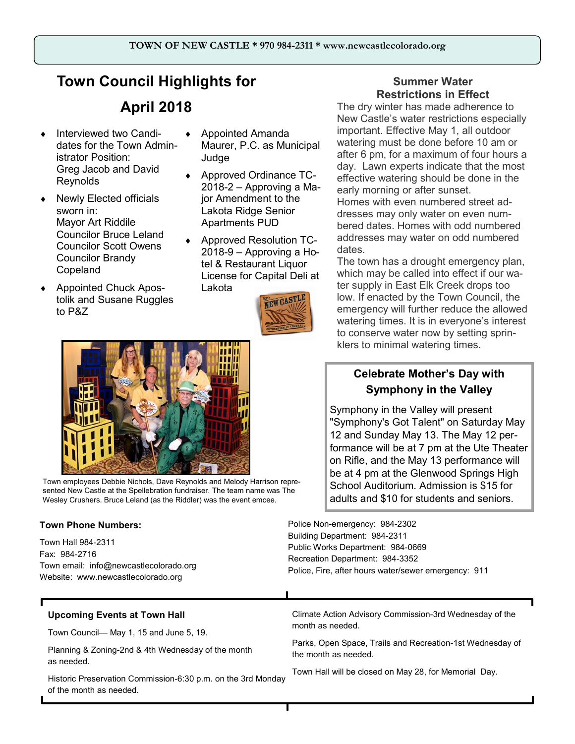TOWN OF NEW CASTLE * 970 984-2311 * www.newcastlecolorado.org

## Town Council Highlights for April 2018

- Interviewed two Candidates for the Town Administrator Position: Greg Jacob and David Reynolds
- Newly Elected officials sworn in:
  Mayor Art Riddile
  Councilor Bruce Leland
  Councilor Scott Owens
  Councilor Brandy Copeland
- Appointed Chuck Apostolik and Susane Ruggles to P&Z
- Appointed Amanda Maurer, P.C. as Municipal Judge
- Approved Ordinance TC-2018-2 – Approving a Major Amendment to the Lakota Ridge Senior Apartments PUD
- Approved Resolution TC-2018-9 – Approving a Hotel & Restaurant Liquor License for Capital Deli at Lakota

Town employees Debbie Nichols, Dave Reynolds and Melody Harrison represented New Castle at the Spellebration fundraiser. The team name was The Wesley Crushers. Bruce Leland (as the Riddler) was the event emcee.

## Summer Water Restrictions in Effect

The dry winter has made adherence to New Castle's water restrictions especially important. Effective May 1, all outdoor watering must be done before 10 am or after 6 pm, for a maximum of four hours a day. Lawn experts indicate that the most effective watering should be done in the early morning or after sunset.

Homes with even numbered street addresses may only water on even numbered dates. Homes with odd numbered addresses may water on odd numbered dates.

The town has a drought emergency plan, which may be called into effect if our water supply in East Elk Creek drops too low. If enacted by the Town Council, the emergency will further reduce the allowed watering times. It is in everyone's interest to conserve water now by setting sprinklers to minimal watering times.

## Celebrate Mother's Day with Symphony in the Valley

Symphony in the Valley will present "Symphony's Got Talent" on Saturday May 12 and Sunday May 13. The May 12 performance will be at 7 pm at the Ute Theater on Rifle, and the May 13 performance will be at 4 pm at the Glenwood Springs High School Auditorium. Admission is $15 for adults and $10 for students and seniors.

### Town Phone Numbers:

Town Hall 984-2311
Fax: 984-2716
Town email: info@newcastlecolorado.org
Website: www.newcastlecolorado.org

Police Non-emergency: 984-2302
Building Department: 984-2311
Public Works Department: 984-0669
Recreation Department: 984-3352
Police, Fire, after hours water/sewer emergency: 911

### Upcoming Events at Town Hall

Town Council— May 1, 15 and June 5, 19.

Planning & Zoning-2nd & 4th Wednesday of the month as needed.

Historic Preservation Commission-6:30 p.m. on the 3rd Monday of the month as needed.

Climate Action Advisory Commission-3rd Wednesday of the month as needed.

Parks, Open Space, Trails and Recreation-1st Wednesday of the month as needed.

Town Hall will be closed on May 28, for Memorial Day.